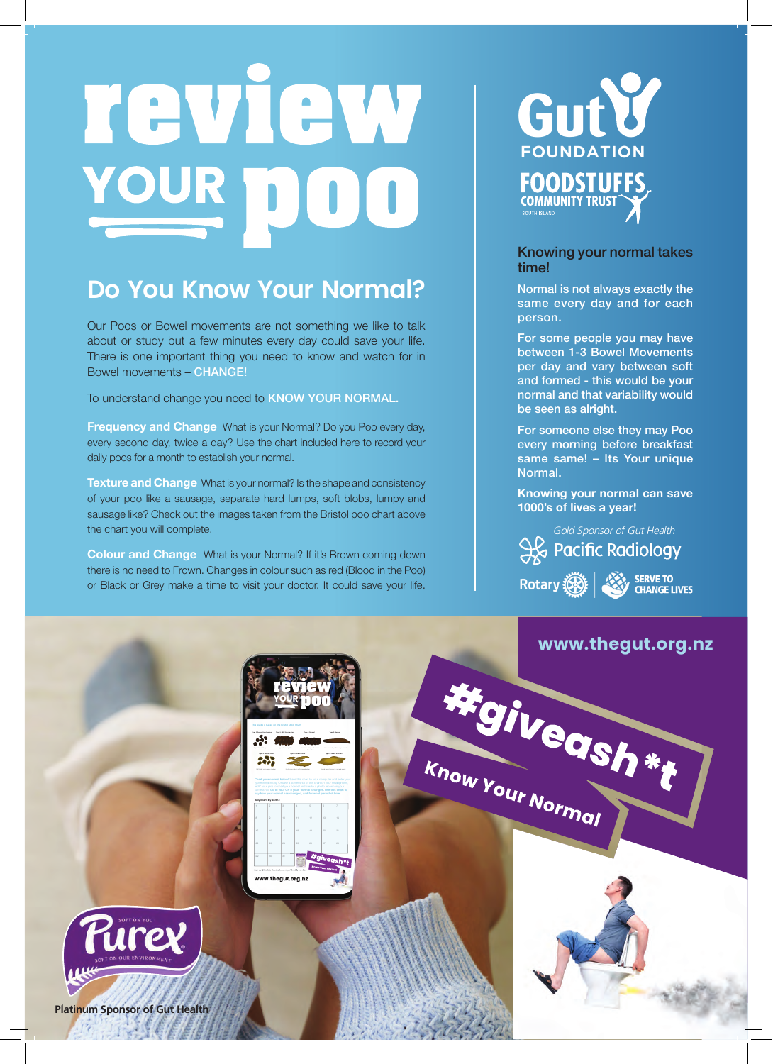# review YOUR poo

## Do You Know Your Normal?

Our Poos or Bowel movements are not something we like to talk about or study but a few minutes every day could save your life. There is one important thing you need to know and watch for in Bowel movements – **CHANGE!**

To understand change you need to **KNOW YOUR NORMAL.**

**Frequency and Change** What is your Normal? Do you Poo every day, every second day, twice a day? Use the chart included here to record your daily poos for a month to establish your normal.

**Texture and Change** What is your normal? Is the shape and consistency of your poo like a sausage, separate hard lumps, soft blobs, lumpy and sausage like? Check out the images taken from the Bristol poo chart above the chart you will complete.

**Colour and Change** What is your Normal? If it's Brown coming down there is no need to Frown. Changes in colour such as red (Blood in the Poo) or Black or Grey make a time to visit your doctor. It could save your life.

Gut FOUNDATION

FOODSTUFFS COMMUNITY TRUST SOUTH ISLAND

### Knowing your normal takes time!

Normal is not always exactly the same every day and for each person.

For some people you may have between 1-3 Bowel Movements per day and vary between soft and formed - this would be your normal and that variability would be seen as alright.

For someone else they may Poo every morning before breakfast same same! – Its Your unique Normal.

**Knowing your normal can save 1000's of lives a year!**

*Gold Sponsor of Gut Health*

Pacific Radiology

Rotary | SERVE TO CHANGE LIVES

**www.thegut.org.nz**

**#giveash*t**

**Know Your Normal**

Purex SOFT ON YOU SOFT ON OUR ENVIRONMENT

**Platinum Sponsor of Gut Health**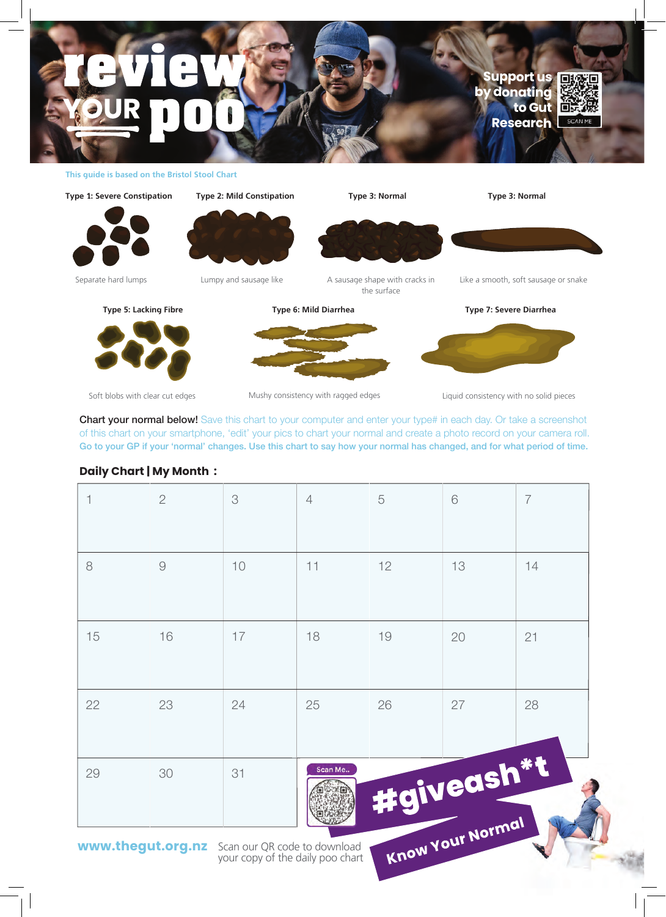# review YOUR poo

Support us by donating to Gut Research

SCAN ME

This guide is based on the Bristol Stool Chart

**Type 1: Severe Constipation**

Separate hard lumps

**Type 2: Mild Constipation**

Lumpy and sausage like

**Type 3: Normal**

A sausage shape with cracks in the surface

**Type 3: Normal**

Like a smooth, soft sausage or snake

**Type 5: Lacking Fibre**

Soft blobs with clear cut edges

**Type 6: Mild Diarrhea**

Mushy consistency with ragged edges

**Type 7: Severe Diarrhea**

Liquid consistency with no solid pieces

**Chart your normal below!** Save this chart to your computer and enter your type# in each day. Or take a screenshot of this chart on your smartphone, 'edit' your pics to chart your normal and create a photo record on your camera roll. **Go to your GP if your 'normal' changes. Use this chart to say how your normal has changed, and for what period of time.**

## Daily Chart | My Month :

| | | | | | | |
|---|---|---|---|---|---|---|
| 1 | 2 | 3 | 4 | 5 | 6 | 7 |
| 8 | 9 | 10 | 11 | 12 | 13 | 14 |
| 15 | 16 | 17 | 18 | 19 | 20 | 21 |
| 22 | 23 | 24 | 25 | 26 | 27 | 28 |
| 29 | 30 | 31 | Scan Me.. | | | |

#giveash*t

Know Your Normal

**www.thegut.org.nz** Scan our QR code to download your copy of the daily poo chart